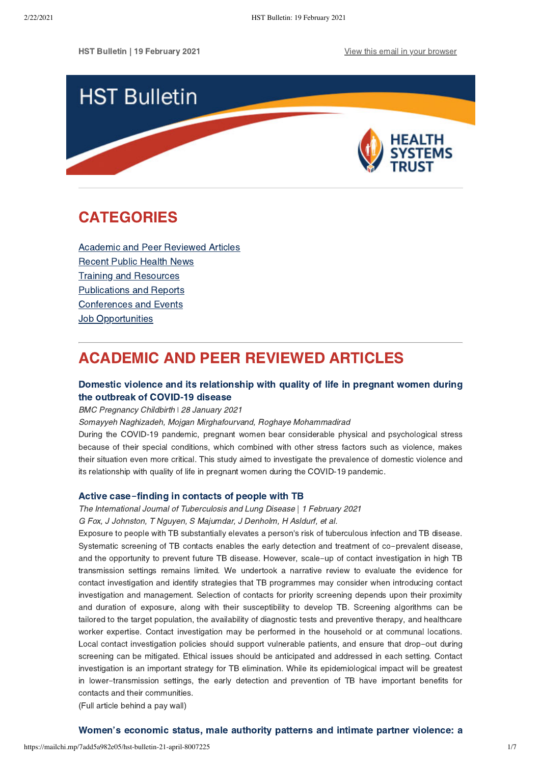HST Bulletin | 19 February 2021

View this email in your browser

# HST Bulletin

HEALTH SYSTEMS TRUST

## CATEGORIES

[Academic and Peer Reviewed Articles]

[Recent Public Health News]

[Training and Resources]

[Publications and Reports]

[Conferences and Events]

[Job Opportunities]

## ACADEMIC AND PEER REVIEWED ARTICLES

### Domestic violence and its relationship with quality of life in pregnant women during the outbreak of COVID-19 disease

*BMC Pregnancy Childbirth | 28 January 2021*

*Somayyeh Naghizadeh, Mojgan Mirghafourvand, Roghaye Mohammadirad*

During the COVID-19 pandemic, pregnant women bear considerable physical and psychological stress because of their special conditions, which combined with other stress factors such as violence, makes their situation even more critical. This study aimed to investigate the prevalence of domestic violence and its relationship with quality of life in pregnant women during the COVID-19 pandemic.

### Active case-finding in contacts of people with TB

*The International Journal of Tuberculosis and Lung Disease | 1 February 2021*

*G Fox, J Johnston, T Nguyen, S Majumdar, J Denholm, H Asldurf, et al.*

Exposure to people with TB substantially elevates a person's risk of tuberculous infection and TB disease. Systematic screening of TB contacts enables the early detection and treatment of co-prevalent disease, and the opportunity to prevent future TB disease. However, scale-up of contact investigation in high TB transmission settings remains limited. We undertook a narrative review to evaluate the evidence for contact investigation and identify strategies that TB programmes may consider when introducing contact investigation and management. Selection of contacts for priority screening depends upon their proximity and duration of exposure, along with their susceptibility to develop TB. Screening algorithms can be tailored to the target population, the availability of diagnostic tests and preventive therapy, and healthcare worker expertise. Contact investigation may be performed in the household or at communal locations. Local contact investigation policies should support vulnerable patients, and ensure that drop-out during screening can be mitigated. Ethical issues should be anticipated and addressed in each setting. Contact investigation is an important strategy for TB elimination. While its epidemiological impact will be greatest in lower-transmission settings, the early detection and prevention of TB have important benefits for contacts and their communities.

(Full article behind a pay wall)

### Women's economic status, male authority patterns and intimate partner violence: a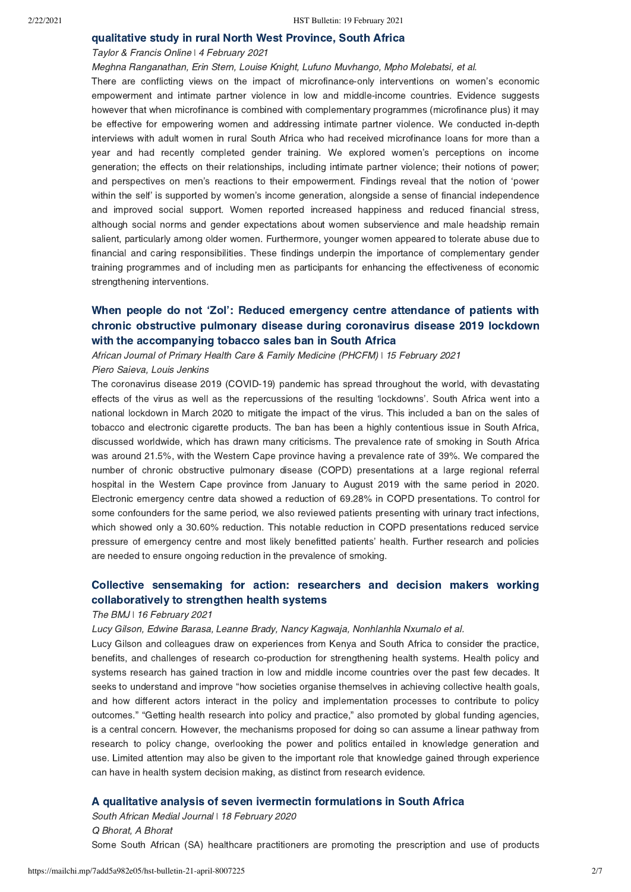### qualitative study in rural North West Province, South Africa

*Taylor & Francis Online* | *4 February 2021*

*Meghna Ranganathan, Erin Stern, Louise Knight, Lufuno Muvhango, Mpho Molebatsi, et al.*

There are conflicting views on the impact of microfinance-only interventions on women's economic empowerment and intimate partner violence in low and middle-income countries. Evidence suggests however that when microfinance is combined with complementary programmes (microfinance plus) it may be effective for empowering women and addressing intimate partner violence. We conducted in-depth interviews with adult women in rural South Africa who had received microfinance loans for more than a year and had recently completed gender training. We explored women's perceptions on income generation; the effects on their relationships, including intimate partner violence; their notions of power; and perspectives on men's reactions to their empowerment. Findings reveal that the notion of 'power within the self' is supported by women's income generation, alongside a sense of financial independence and improved social support. Women reported increased happiness and reduced financial stress, although social norms and gender expectations about women subservience and male headship remain salient, particularly among older women. Furthermore, younger women appeared to tolerate abuse due to financial and caring responsibilities. These findings underpin the importance of complementary gender training programmes and of including men as participants for enhancing the effectiveness of economic strengthening interventions.

### When people do not 'Zol': Reduced emergency centre attendance of patients with chronic obstructive pulmonary disease during coronavirus disease 2019 lockdown with the accompanying tobacco sales ban in South Africa

*African Journal of Primary Health Care & Family Medicine (PHCFM)* | *15 February 2021*

*Piero Saieva, Louis Jenkins*

The coronavirus disease 2019 (COVID-19) pandemic has spread throughout the world, with devastating effects of the virus as well as the repercussions of the resulting 'lockdowns'. South Africa went into a national lockdown in March 2020 to mitigate the impact of the virus. This included a ban on the sales of tobacco and electronic cigarette products. The ban has been a highly contentious issue in South Africa, discussed worldwide, which has drawn many criticisms. The prevalence rate of smoking in South Africa was around 21.5%, with the Western Cape province having a prevalence rate of 39%. We compared the number of chronic obstructive pulmonary disease (COPD) presentations at a large regional referral hospital in the Western Cape province from January to August 2019 with the same period in 2020. Electronic emergency centre data showed a reduction of 69.28% in COPD presentations. To control for some confounders for the same period, we also reviewed patients presenting with urinary tract infections, which showed only a 30.60% reduction. This notable reduction in COPD presentations reduced service pressure of emergency centre and most likely benefitted patients' health. Further research and policies are needed to ensure ongoing reduction in the prevalence of smoking.

### Collective sensemaking for action: researchers and decision makers working collaboratively to strengthen health systems

*The BMJ* | *16 February 2021*

*Lucy Gilson, Edwine Barasa, Leanne Brady, Nancy Kagwaja, Nonhlanhla Nxumalo et al.*

Lucy Gilson and colleagues draw on experiences from Kenya and South Africa to consider the practice, benefits, and challenges of research co-production for strengthening health systems. Health policy and systems research has gained traction in low and middle income countries over the past few decades. It seeks to understand and improve "how societies organise themselves in achieving collective health goals, and how different actors interact in the policy and implementation processes to contribute to policy outcomes." "Getting health research into policy and practice," also promoted by global funding agencies, is a central concern. However, the mechanisms proposed for doing so can assume a linear pathway from research to policy change, overlooking the power and politics entailed in knowledge generation and use. Limited attention may also be given to the important role that knowledge gained through experience can have in health system decision making, as distinct from research evidence.

### A qualitative analysis of seven ivermectin formulations in South Africa

*South African Medial Journal* | *18 February 2020*

*Q Bhorat, A Bhorat*

Some South African (SA) healthcare practitioners are promoting the prescription and use of products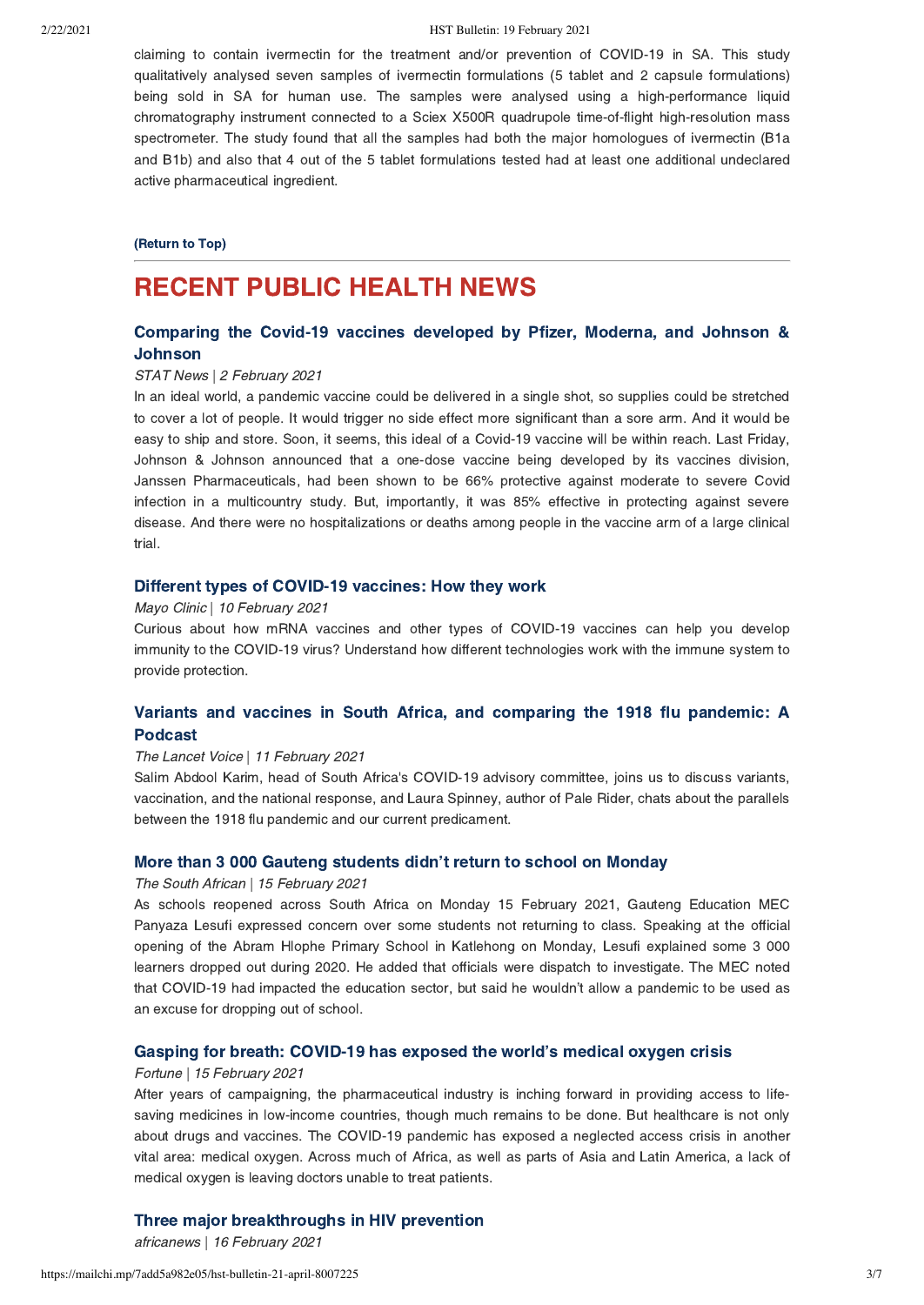claiming to contain ivermectin for the treatment and/or prevention of COVID-19 in SA. This study qualitatively analysed seven samples of ivermectin formulations (5 tablet and 2 capsule formulations) being sold in SA for human use. The samples were analysed using a high-performance liquid chromatography instrument connected to a Sciex X500R quadrupole time-of-flight high-resolution mass spectrometer. The study found that all the samples had both the major homologues of ivermectin (B1a and B1b) and also that 4 out of the 5 tablet formulations tested had at least one additional undeclared active pharmaceutical ingredient.

**(Return to Top)**

---

# RECENT PUBLIC HEALTH NEWS

### Comparing the Covid-19 vaccines developed by Pfizer, Moderna, and Johnson & Johnson

*STAT News | 2 February 2021*

In an ideal world, a pandemic vaccine could be delivered in a single shot, so supplies could be stretched to cover a lot of people. It would trigger no side effect more significant than a sore arm. And it would be easy to ship and store. Soon, it seems, this ideal of a Covid-19 vaccine will be within reach. Last Friday, Johnson & Johnson announced that a one-dose vaccine being developed by its vaccines division, Janssen Pharmaceuticals, had been shown to be 66% protective against moderate to severe Covid infection in a multicountry study. But, importantly, it was 85% effective in protecting against severe disease. And there were no hospitalizations or deaths among people in the vaccine arm of a large clinical trial.

### Different types of COVID-19 vaccines: How they work

*Mayo Clinic | 10 February 2021*

Curious about how mRNA vaccines and other types of COVID-19 vaccines can help you develop immunity to the COVID-19 virus? Understand how different technologies work with the immune system to provide protection.

### Variants and vaccines in South Africa, and comparing the 1918 flu pandemic: A Podcast

*The Lancet Voice | 11 February 2021*

Salim Abdool Karim, head of South Africa's COVID-19 advisory committee, joins us to discuss variants, vaccination, and the national response, and Laura Spinney, author of Pale Rider, chats about the parallels between the 1918 flu pandemic and our current predicament.

### More than 3 000 Gauteng students didn't return to school on Monday

*The South African | 15 February 2021*

As schools reopened across South Africa on Monday 15 February 2021, Gauteng Education MEC Panyaza Lesufi expressed concern over some students not returning to class. Speaking at the official opening of the Abram Hlophe Primary School in Katlehong on Monday, Lesufi explained some 3 000 learners dropped out during 2020. He added that officials were dispatch to investigate. The MEC noted that COVID-19 had impacted the education sector, but said he wouldn't allow a pandemic to be used as an excuse for dropping out of school.

### Gasping for breath: COVID-19 has exposed the world's medical oxygen crisis

*Fortune | 15 February 2021*

After years of campaigning, the pharmaceutical industry is inching forward in providing access to life-saving medicines in low-income countries, though much remains to be done. But healthcare is not only about drugs and vaccines. The COVID-19 pandemic has exposed a neglected access crisis in another vital area: medical oxygen. Across much of Africa, as well as parts of Asia and Latin America, a lack of medical oxygen is leaving doctors unable to treat patients.

### Three major breakthroughs in HIV prevention

*africanews | 16 February 2021*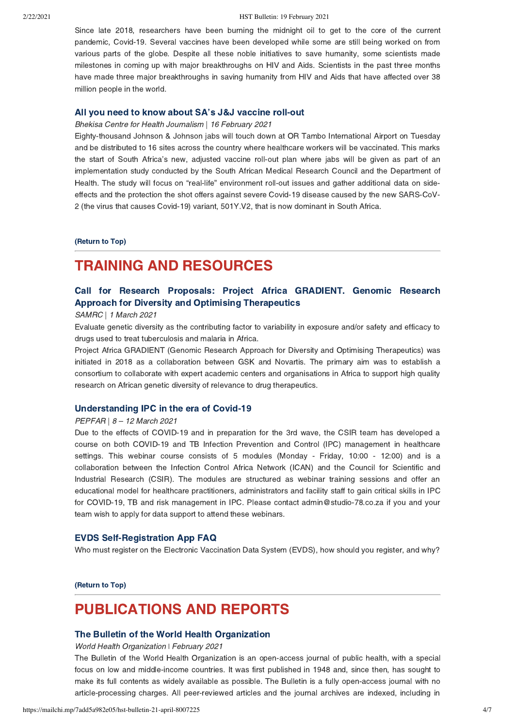Since late 2018, researchers have been burning the midnight oil to get to the core of the current pandemic, Covid-19. Several vaccines have been developed while some are still being worked on from various parts of the globe. Despite all these noble initiatives to save humanity, some scientists made milestones in coming up with major breakthroughs on HIV and Aids. Scientists in the past three months have made three major breakthroughs in saving humanity from HIV and Aids that have affected over 38 million people in the world.

### All you need to know about SA's J&J vaccine roll-out

*Bhekisa Centre for Health Journalism | 16 February 2021*

Eighty-thousand Johnson & Johnson jabs will touch down at OR Tambo International Airport on Tuesday and be distributed to 16 sites across the country where healthcare workers will be vaccinated. This marks the start of South Africa's new, adjusted vaccine roll-out plan where jabs will be given as part of an implementation study conducted by the South African Medical Research Council and the Department of Health. The study will focus on "real-life" environment roll-out issues and gather additional data on side-effects and the protection the shot offers against severe Covid-19 disease caused by the new SARS-CoV-2 (the virus that causes Covid-19) variant, 501Y.V2, that is now dominant in South Africa.

**(Return to Top)**

---

## TRAINING AND RESOURCES

### Call for Research Proposals: Project Africa GRADIENT. Genomic Research Approach for Diversity and Optimising Therapeutics

*SAMRC | 1 March 2021*

Evaluate genetic diversity as the contributing factor to variability in exposure and/or safety and efficacy to drugs used to treat tuberculosis and malaria in Africa.

Project Africa GRADIENT (Genomic Research Approach for Diversity and Optimising Therapeutics) was initiated in 2018 as a collaboration between GSK and Novartis. The primary aim was to establish a consortium to collaborate with expert academic centers and organisations in Africa to support high quality research on African genetic diversity of relevance to drug therapeutics.

### Understanding IPC in the era of Covid-19

*PEPFAR | 8 – 12 March 2021*

Due to the effects of COVID-19 and in preparation for the 3rd wave, the CSIR team has developed a course on both COVID-19 and TB Infection Prevention and Control (IPC) management in healthcare settings. This webinar course consists of 5 modules (Monday - Friday, 10:00 - 12:00) and is a collaboration between the Infection Control Africa Network (ICAN) and the Council for Scientific and Industrial Research (CSIR). The modules are structured as webinar training sessions and offer an educational model for healthcare practitioners, administrators and facility staff to gain critical skills in IPC for COVID-19, TB and risk management in IPC. Please contact admin@studio-78.co.za if you and your team wish to apply for data support to attend these webinars.

### EVDS Self-Registration App FAQ

Who must register on the Electronic Vaccination Data System (EVDS), how should you register, and why?

**(Return to Top)**

---

## PUBLICATIONS AND REPORTS

### The Bulletin of the World Health Organization

*World Health Organization | February 2021*

The Bulletin of the World Health Organization is an open-access journal of public health, with a special focus on low and middle-income countries. It was first published in 1948 and, since then, has sought to make its full contents as widely available as possible. The Bulletin is a fully open-access journal with no article-processing charges. All peer-reviewed articles and the journal archives are indexed, including in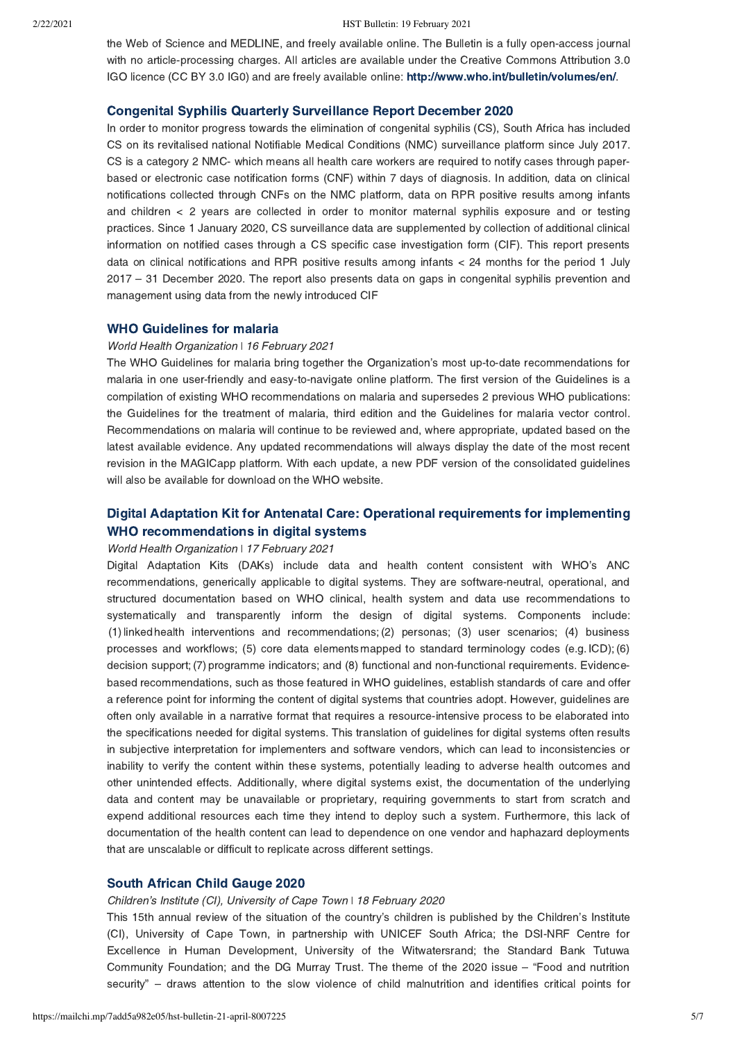the Web of Science and MEDLINE, and freely available online. The Bulletin is a fully open-access journal with no article-processing charges. All articles are available under the Creative Commons Attribution 3.0 IGO licence (CC BY 3.0 IG0) and are freely available online: **http://www.who.int/bulletin/volumes/en/**.

### Congenital Syphilis Quarterly Surveillance Report December 2020

In order to monitor progress towards the elimination of congenital syphilis (CS), South Africa has included CS on its revitalised national Notifiable Medical Conditions (NMC) surveillance platform since July 2017. CS is a category 2 NMC- which means all health care workers are required to notify cases through paper-based or electronic case notification forms (CNF) within 7 days of diagnosis. In addition, data on clinical notifications collected through CNFs on the NMC platform, data on RPR positive results among infants and children < 2 years are collected in order to monitor maternal syphilis exposure and or testing practices. Since 1 January 2020, CS surveillance data are supplemented by collection of additional clinical information on notified cases through a CS specific case investigation form (CIF). This report presents data on clinical notifications and RPR positive results among infants < 24 months for the period 1 July 2017 – 31 December 2020. The report also presents data on gaps in congenital syphilis prevention and management using data from the newly introduced CIF

### WHO Guidelines for malaria

*World Health Organization | 16 February 2021*

The WHO Guidelines for malaria bring together the Organization's most up-to-date recommendations for malaria in one user-friendly and easy-to-navigate online platform. The first version of the Guidelines is a compilation of existing WHO recommendations on malaria and supersedes 2 previous WHO publications: the Guidelines for the treatment of malaria, third edition and the Guidelines for malaria vector control. Recommendations on malaria will continue to be reviewed and, where appropriate, updated based on the latest available evidence. Any updated recommendations will always display the date of the most recent revision in the MAGICapp platform. With each update, a new PDF version of the consolidated guidelines will also be available for download on the WHO website.

### Digital Adaptation Kit for Antenatal Care: Operational requirements for implementing WHO recommendations in digital systems

*World Health Organization | 17 February 2021*

Digital Adaptation Kits (DAKs) include data and health content consistent with WHO's ANC recommendations, generically applicable to digital systems. They are software-neutral, operational, and structured documentation based on WHO clinical, health system and data use recommendations to systematically and transparently inform the design of digital systems. Components include: (1) linked health interventions and recommendations; (2) personas; (3) user scenarios; (4) business processes and workflows; (5) core data elements mapped to standard terminology codes (e.g. ICD); (6) decision support; (7) programme indicators; and (8) functional and non-functional requirements. Evidence-based recommendations, such as those featured in WHO guidelines, establish standards of care and offer a reference point for informing the content of digital systems that countries adopt. However, guidelines are often only available in a narrative format that requires a resource-intensive process to be elaborated into the specifications needed for digital systems. This translation of guidelines for digital systems often results in subjective interpretation for implementers and software vendors, which can lead to inconsistencies or inability to verify the content within these systems, potentially leading to adverse health outcomes and other unintended effects. Additionally, where digital systems exist, the documentation of the underlying data and content may be unavailable or proprietary, requiring governments to start from scratch and expend additional resources each time they intend to deploy such a system. Furthermore, this lack of documentation of the health content can lead to dependence on one vendor and haphazard deployments that are unscalable or difficult to replicate across different settings.

### South African Child Gauge 2020

*Children's Institute (CI), University of Cape Town | 18 February 2020*

This 15th annual review of the situation of the country's children is published by the Children's Institute (CI), University of Cape Town, in partnership with UNICEF South Africa; the DSI-NRF Centre for Excellence in Human Development, University of the Witwatersrand; the Standard Bank Tutuwa Community Foundation; and the DG Murray Trust. The theme of the 2020 issue – "Food and nutrition security" – draws attention to the slow violence of child malnutrition and identifies critical points for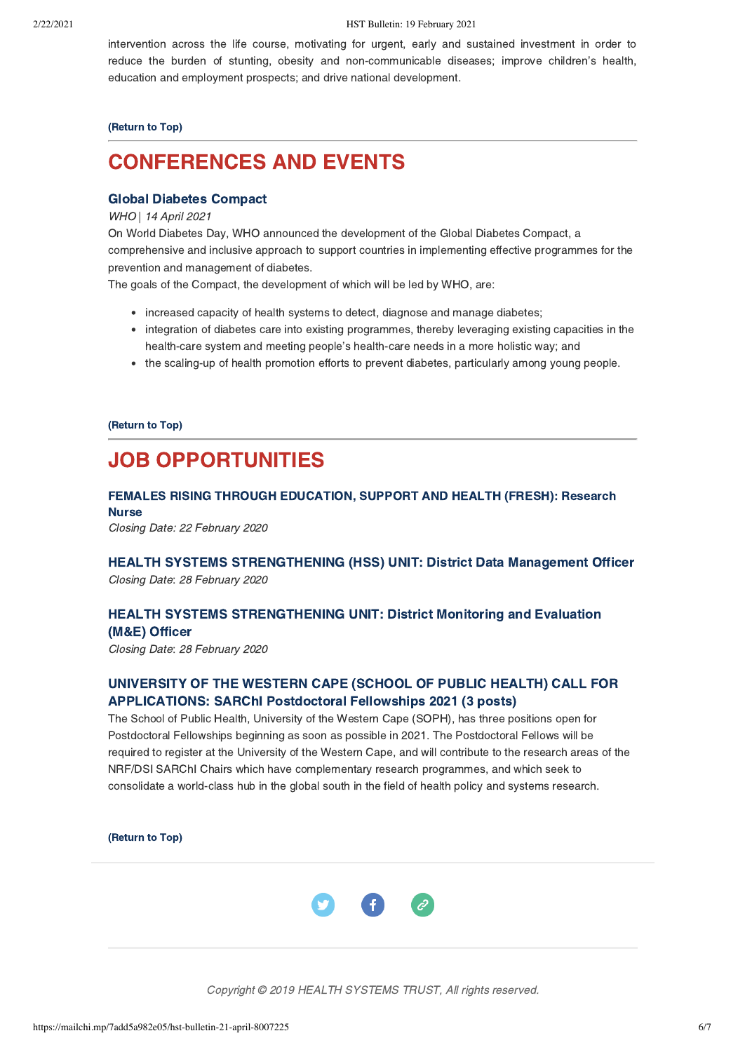intervention across the life course, motivating for urgent, early and sustained investment in order to reduce the burden of stunting, obesity and non-communicable diseases; improve children's health, education and employment prospects; and drive national development.

**(Return to Top)**

## CONFERENCES AND EVENTS

### Global Diabetes Compact

*WHO | 14 April 2021*

On World Diabetes Day, WHO announced the development of the Global Diabetes Compact, a comprehensive and inclusive approach to support countries in implementing effective programmes for the prevention and management of diabetes.

The goals of the Compact, the development of which will be led by WHO, are:

- increased capacity of health systems to detect, diagnose and manage diabetes;
- integration of diabetes care into existing programmes, thereby leveraging existing capacities in the health-care system and meeting people's health-care needs in a more holistic way; and
- the scaling-up of health promotion efforts to prevent diabetes, particularly among young people.

**(Return to Top)**

## JOB OPPORTUNITIES

### FEMALES RISING THROUGH EDUCATION, SUPPORT AND HEALTH (FRESH): Research Nurse

*Closing Date: 22 February 2020*

### HEALTH SYSTEMS STRENGTHENING (HSS) UNIT: District Data Management Officer

*Closing Date: 28 February 2020*

### HEALTH SYSTEMS STRENGTHENING UNIT: District Monitoring and Evaluation (M&E) Officer

*Closing Date: 28 February 2020*

### UNIVERSITY OF THE WESTERN CAPE (SCHOOL OF PUBLIC HEALTH) CALL FOR APPLICATIONS: SARChI Postdoctoral Fellowships 2021 (3 posts)

The School of Public Health, University of the Western Cape (SOPH), has three positions open for Postdoctoral Fellowships beginning as soon as possible in 2021. The Postdoctoral Fellows will be required to register at the University of the Western Cape, and will contribute to the research areas of the NRF/DSI SARChI Chairs which have complementary research programmes, and which seek to consolidate a world-class hub in the global south in the field of health policy and systems research.

**(Return to Top)**

*Copyright © 2019 HEALTH SYSTEMS TRUST, All rights reserved.*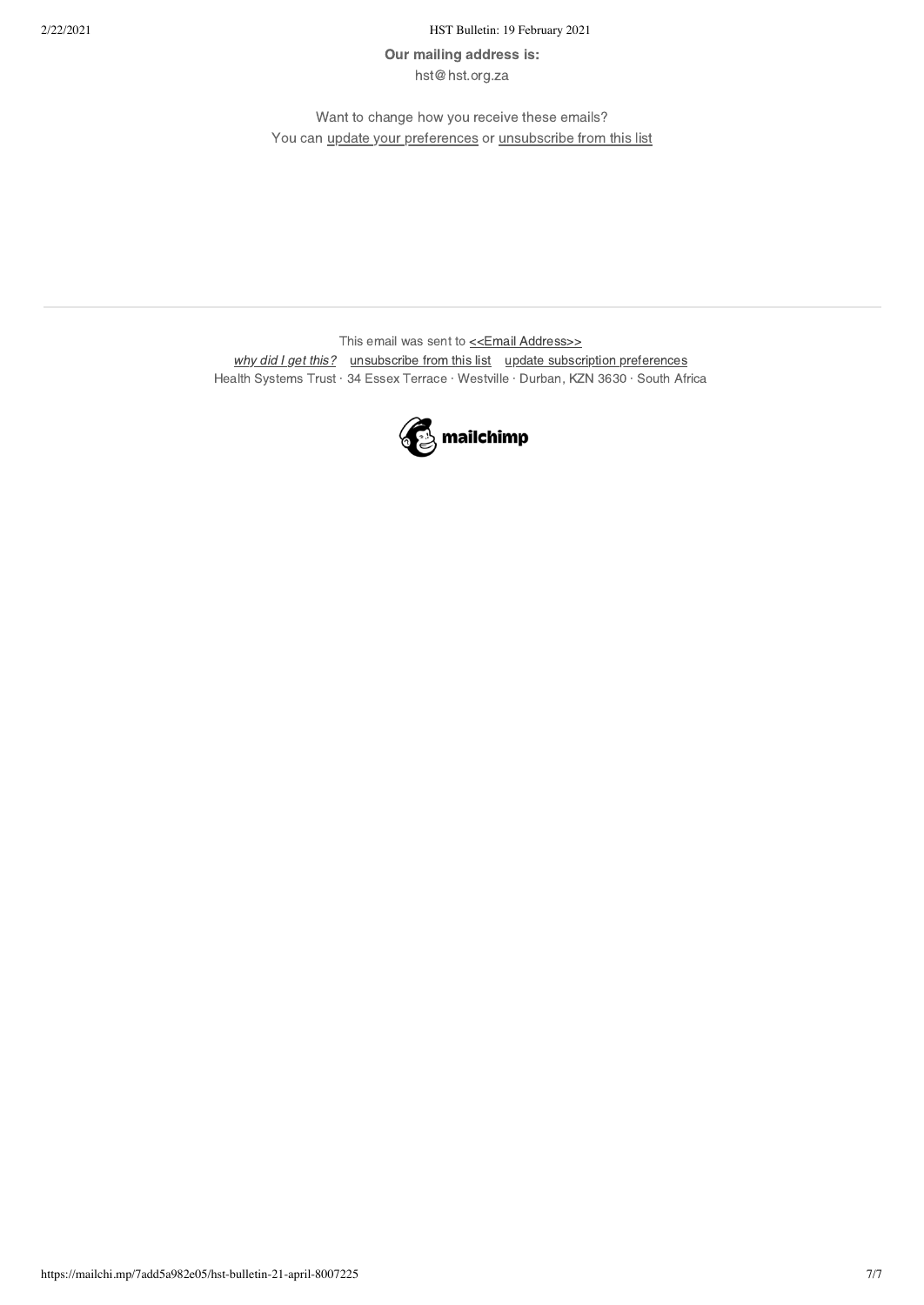**Our mailing address is:**
hst@hst.org.za

Want to change how you receive these emails?
You can update your preferences or unsubscribe from this list

---

This email was sent to <<Email Address>>
*why did I get this?* unsubscribe from this list update subscription preferences
Health Systems Trust · 34 Essex Terrace · Westville · Durban, KZN 3630 · South Africa

mailchimp